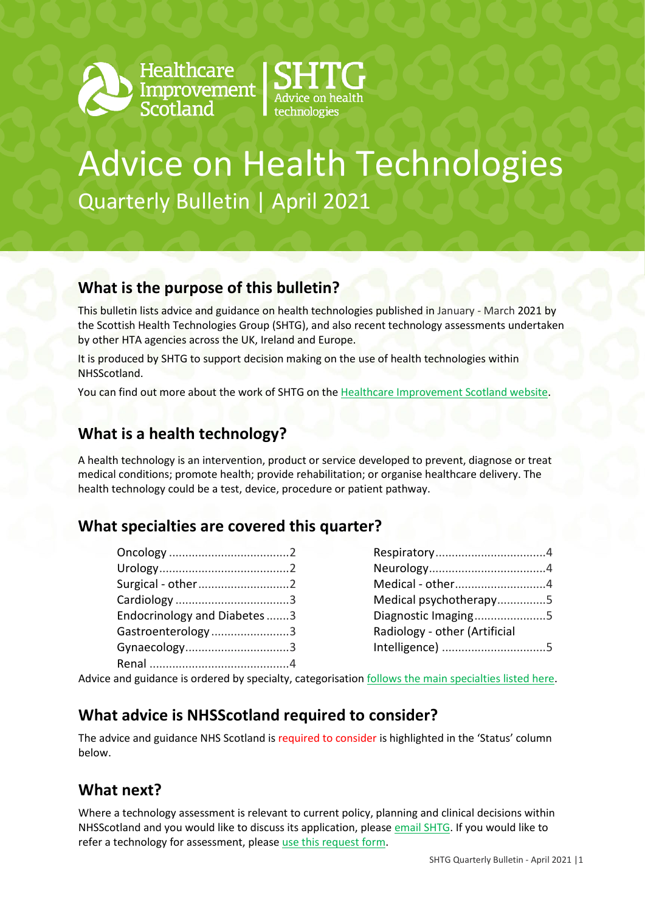Healthcare Improvement Scotland | SHTG Advice on health technologies

# Advice on Health Technologies

Quarterly Bulletin | April 2021

## What is the purpose of this bulletin?

This bulletin lists advice and guidance on health technologies published in January - March 2021 by the Scottish Health Technologies Group (SHTG), and also recent technology assessments undertaken by other HTA agencies across the UK, Ireland and Europe.

It is produced by SHTG to support decision making on the use of health technologies within NHSScotland.

You can find out more about the work of SHTG on the Healthcare Improvement Scotland website.

## What is a health technology?

A health technology is an intervention, product or service developed to prevent, diagnose or treat medical conditions; promote health; provide rehabilitation; or organise healthcare delivery. The health technology could be a test, device, procedure or patient pathway.

## What specialties are covered this quarter?

- Oncology .....................................2
- Urology........................................2
- Surgical - other............................2
- Cardiology ...................................3
- Endocrinology and Diabetes .......3
- Gastroenterology ........................3
- Gynaecology................................3
- Renal ...........................................4
- Respiratory..................................4
- Neurology....................................4
- Medical - other............................4
- Medical psychotherapy...............5
- Diagnostic Imaging......................5
- Radiology - other (Artificial Intelligence) ................................5

Advice and guidance is ordered by specialty, categorisation follows the main specialties listed here.

## What advice is NHSScotland required to consider?

The advice and guidance NHS Scotland is required to consider is highlighted in the 'Status' column below.

## What next?

Where a technology assessment is relevant to current policy, planning and clinical decisions within NHSScotland and you would like to discuss its application, please email SHTG. If you would like to refer a technology for assessment, please use this request form.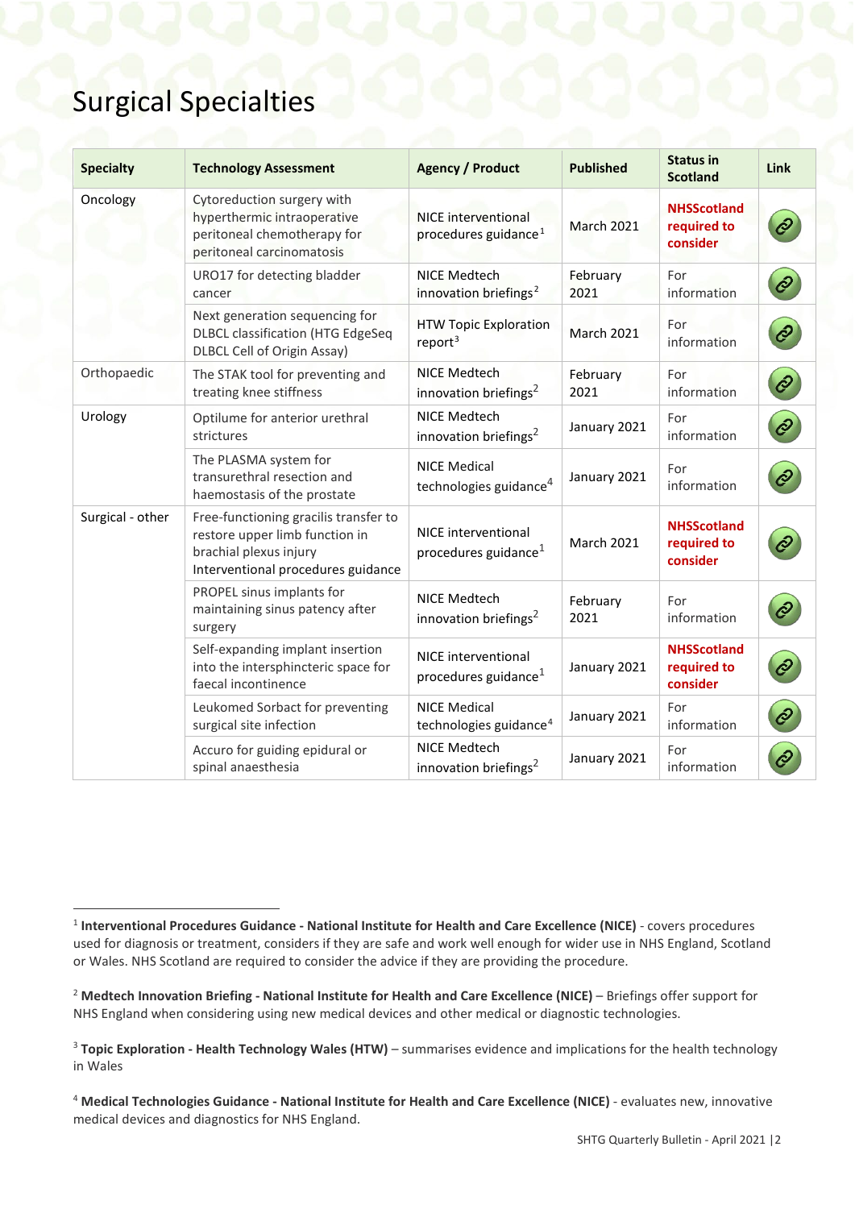# Surgical Specialties

| Specialty | Technology Assessment | Agency / Product | Published | Status in Scotland | Link |
|---|---|---|---|---|---|
| Oncology | Cytoreduction surgery with hyperthermic intraoperative peritoneal chemotherapy for peritoneal carcinomatosis | NICE interventional procedures guidance[1] | March 2021 | **NHSScotland required to consider** | |
| | URO17 for detecting bladder cancer | NICE Medtech innovation briefings[2] | February 2021 | For information | |
| | Next generation sequencing for DLBCL classification (HTG EdgeSeq DLBCL Cell of Origin Assay) | HTW Topic Exploration report[3] | March 2021 | For information | |
| Orthopaedic | The STAK tool for preventing and treating knee stiffness | NICE Medtech innovation briefings[2] | February 2021 | For information | |
| Urology | Optilume for anterior urethral strictures | NICE Medtech innovation briefings[2] | January 2021 | For information | |
| | The PLASMA system for transurethral resection and haemostasis of the prostate | NICE Medical technologies guidance[4] | January 2021 | For information | |
| Surgical - other | Free-functioning gracilis transfer to restore upper limb function in brachial plexus injury Interventional procedures guidance | NICE interventional procedures guidance[1] | March 2021 | **NHSScotland required to consider** | |
| | PROPEL sinus implants for maintaining sinus patency after surgery | NICE Medtech innovation briefings[2] | February 2021 | For information | |
| | Self-expanding implant insertion into the intersphincteric space for faecal incontinence | NICE interventional procedures guidance[1] | January 2021 | **NHSScotland required to consider** | |
| | Leukomed Sorbact for preventing surgical site infection | NICE Medical technologies guidance[4] | January 2021 | For information | |
| | Accuro for guiding epidural or spinal anaesthesia | NICE Medtech innovation briefings[2] | January 2021 | For information | |

[1] **Interventional Procedures Guidance - National Institute for Health and Care Excellence (NICE)** - covers procedures used for diagnosis or treatment, considers if they are safe and work well enough for wider use in NHS England, Scotland or Wales. NHS Scotland are required to consider the advice if they are providing the procedure.

[2] **Medtech Innovation Briefing - National Institute for Health and Care Excellence (NICE)** – Briefings offer support for NHS England when considering using new medical devices and other medical or diagnostic technologies.

[3] **Topic Exploration - Health Technology Wales (HTW)** – summarises evidence and implications for the health technology in Wales

[4] **Medical Technologies Guidance - National Institute for Health and Care Excellence (NICE)** - evaluates new, innovative medical devices and diagnostics for NHS England.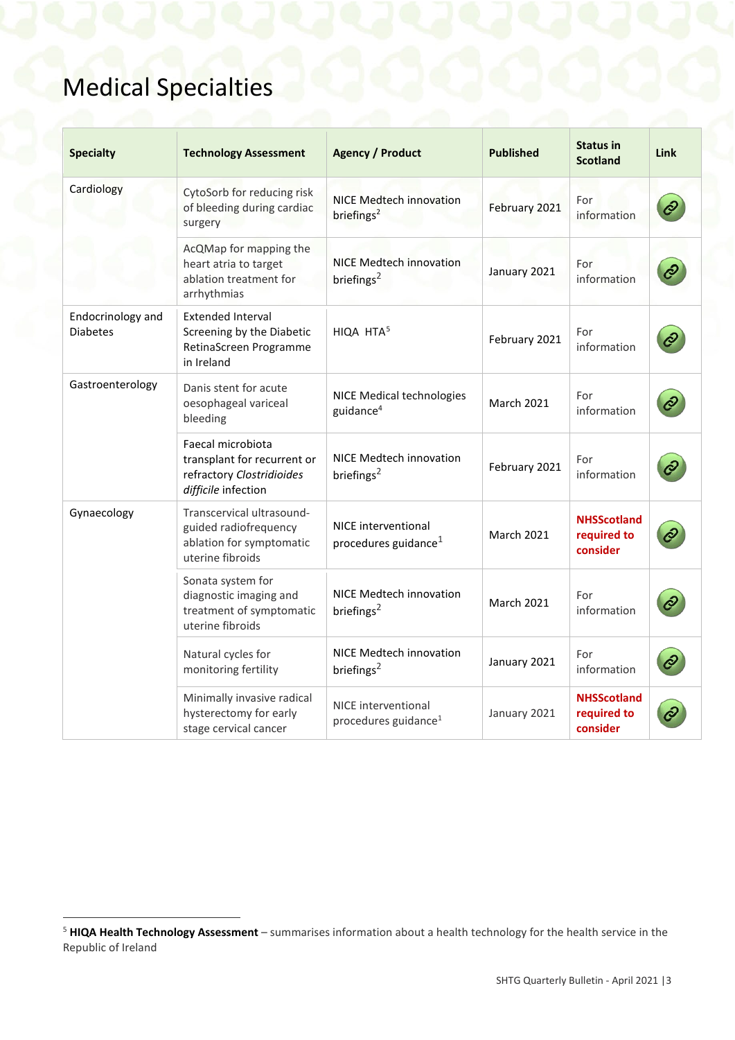# Medical Specialties

| Specialty | Technology Assessment | Agency / Product | Published | Status in Scotland | Link |
|---|---|---|---|---|---|
| Cardiology | CytoSorb for reducing risk of bleeding during cardiac surgery | NICE Medtech innovation briefings[2] | February 2021 | For information | |
| | AcQMap for mapping the heart atria to target ablation treatment for arrhythmias | NICE Medtech innovation briefings[2] | January 2021 | For information | |
| Endocrinology and Diabetes | Extended Interval Screening by the Diabetic RetinaScreen Programme in Ireland | HIQA HTA[5] | February 2021 | For information | |
| Gastroenterology | Danis stent for acute oesophageal variceal bleeding | NICE Medical technologies guidance[4] | March 2021 | For information | |
| | Faecal microbiota transplant for recurrent or refractory *Clostridioides difficile* infection | NICE Medtech innovation briefings[2] | February 2021 | For information | |
| Gynaecology | Transcervical ultrasound-guided radiofrequency ablation for symptomatic uterine fibroids | NICE interventional procedures guidance[1] | March 2021 | **NHSScotland required to consider** | |
| | Sonata system for diagnostic imaging and treatment of symptomatic uterine fibroids | NICE Medtech innovation briefings[2] | March 2021 | For information | |
| | Natural cycles for monitoring fertility | NICE Medtech innovation briefings[2] | January 2021 | For information | |
| | Minimally invasive radical hysterectomy for early stage cervical cancer | NICE interventional procedures guidance[1] | January 2021 | **NHSScotland required to consider** | |

[5] **HIQA Health Technology Assessment** – summarises information about a health technology for the health service in the Republic of Ireland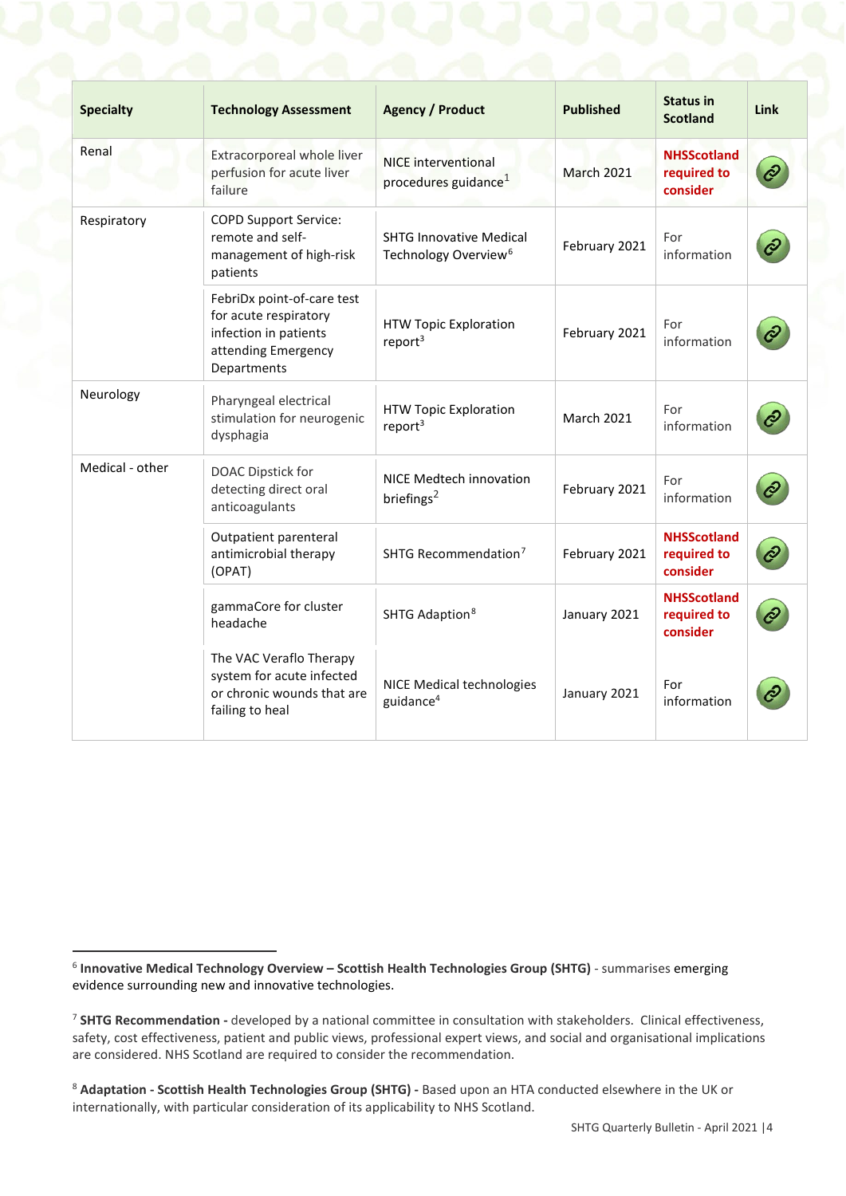| Specialty | Technology Assessment | Agency / Product | Published | Status in Scotland | Link |
|---|---|---|---|---|---|
| Renal | Extracorporeal whole liver perfusion for acute liver failure | NICE interventional procedures guidance[1] | March 2021 | **NHSScotland required to consider** | |
| Respiratory | COPD Support Service: remote and self-management of high-risk patients | SHTG Innovative Medical Technology Overview[6] | February 2021 | For information | |
| | FebriDx point-of-care test for acute respiratory infection in patients attending Emergency Departments | HTW Topic Exploration report[3] | February 2021 | For information | |
| Neurology | Pharyngeal electrical stimulation for neurogenic dysphagia | HTW Topic Exploration report[3] | March 2021 | For information | |
| Medical - other | DOAC Dipstick for detecting direct oral anticoagulants | NICE Medtech innovation briefings[2] | February 2021 | For information | |
| | Outpatient parenteral antimicrobial therapy (OPAT) | SHTG Recommendation[7] | February 2021 | **NHSScotland required to consider** | |
| | gammaCore for cluster headache | SHTG Adaption[8] | January 2021 | **NHSScotland required to consider** | |
| | The VAC Veraflo Therapy system for acute infected or chronic wounds that are failing to heal | NICE Medical technologies guidance[4] | January 2021 | For information | |

[6] **Innovative Medical Technology Overview – Scottish Health Technologies Group (SHTG)** - summarises emerging evidence surrounding new and innovative technologies.

[7] **SHTG Recommendation -** developed by a national committee in consultation with stakeholders. Clinical effectiveness, safety, cost effectiveness, patient and public views, professional expert views, and social and organisational implications are considered. NHS Scotland are required to consider the recommendation.

[8] **Adaptation - Scottish Health Technologies Group (SHTG) -** Based upon an HTA conducted elsewhere in the UK or internationally, with particular consideration of its applicability to NHS Scotland.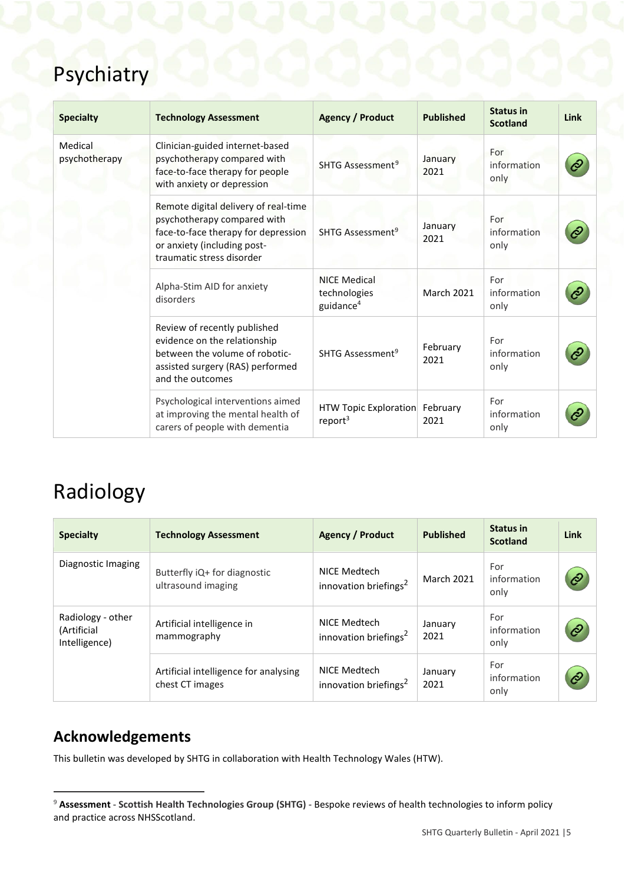# Psychiatry

| Specialty | Technology Assessment | Agency / Product | Published | Status in Scotland | Link |
|---|---|---|---|---|---|
| Medical psychotherapy | Clinician-guided internet-based psychotherapy compared with face-to-face therapy for people with anxiety or depression | SHTG Assessment[9] | January 2021 | For information only | |
| | Remote digital delivery of real-time psychotherapy compared with face-to-face therapy for depression or anxiety (including post-traumatic stress disorder | SHTG Assessment[9] | January 2021 | For information only | |
| | Alpha-Stim AID for anxiety disorders | NICE Medical technologies guidance[4] | March 2021 | For information only | |
| | Review of recently published evidence on the relationship between the volume of robotic-assisted surgery (RAS) performed and the outcomes | SHTG Assessment[9] | February 2021 | For information only | |
| | Psychological interventions aimed at improving the mental health of carers of people with dementia | HTW Topic Exploration report[3] | February 2021 | For information only | |

# Radiology

| Specialty | Technology Assessment | Agency / Product | Published | Status in Scotland | Link |
|---|---|---|---|---|---|
| Diagnostic Imaging | Butterfly iQ+ for diagnostic ultrasound imaging | NICE Medtech innovation briefings[2] | March 2021 | For information only | |
| Radiology - other (Artificial Intelligence) | Artificial intelligence in mammography | NICE Medtech innovation briefings[2] | January 2021 | For information only | |
| | Artificial intelligence for analysing chest CT images | NICE Medtech innovation briefings[2] | January 2021 | For information only | |

## Acknowledgements

This bulletin was developed by SHTG in collaboration with Health Technology Wales (HTW).

[9] **Assessment** - **Scottish Health Technologies Group (SHTG)** - Bespoke reviews of health technologies to inform policy and practice across NHSScotland.